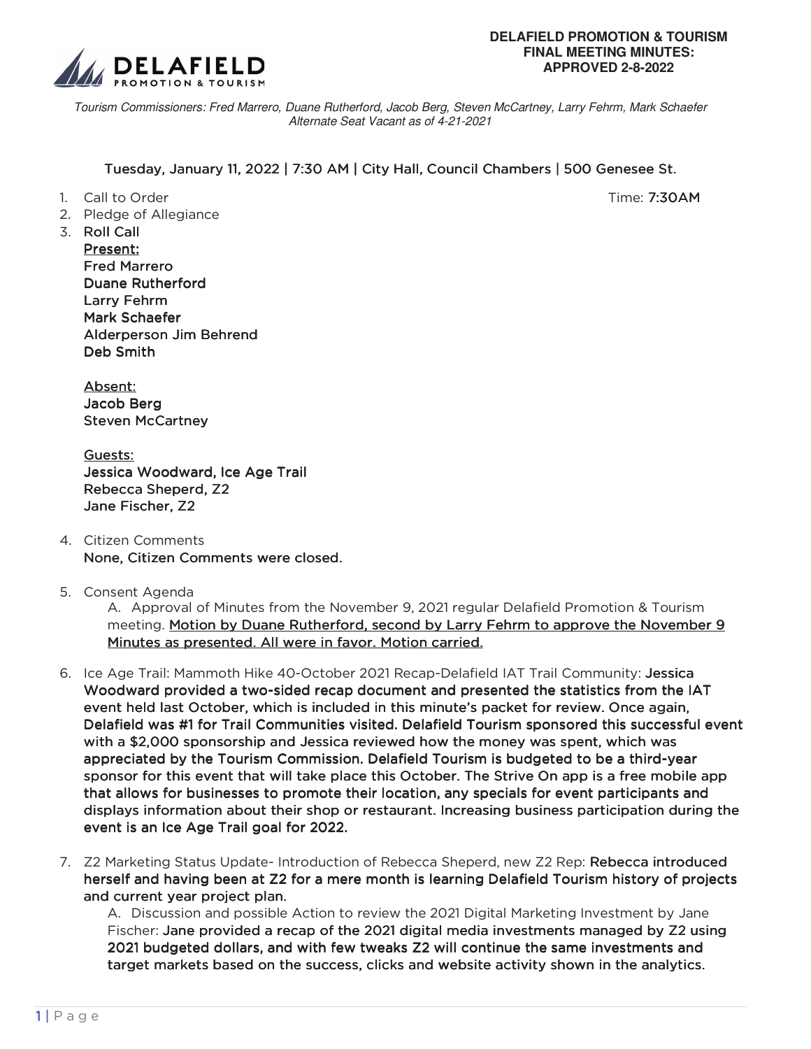**DELAFIELD PROMOTION & TOURISM**
**FINAL MEETING MINUTES:**
**APPROVED 2-8-2022**

*Tourism Commissioners: Fred Marrero, Duane Rutherford, Jacob Berg, Steven McCartney, Larry Fehrm, Mark Schaefer*
*Alternate Seat Vacant as of 4-21-2021*

Tuesday, January 11, 2022 | 7:30 AM | City Hall, Council Chambers | 500 Genesee St.

1. Call to Order — Time: **7:30AM**
2. Pledge of Allegiance
3. **Roll Call**

   <u>Present:</u>
   Fred Marrero
   **Duane Rutherford**
   Larry Fehrm
   **Mark Schaefer**
   Alderperson Jim Behrend
   **Deb Smith**

   <u>Absent:</u>
   **Jacob Berg**
   Steven McCartney

   <u>Guests:</u>
   **Jessica Woodward, Ice Age Trail**
   Rebecca Sheperd, Z2
   Jane Fischer, Z2

4. Citizen Comments
   **None, Citizen Comments were closed.**

5. Consent Agenda
   A. Approval of Minutes from the November 9, 2021 regular Delafield Promotion & Tourism meeting. <u>Motion by Duane Rutherford, second by Larry Fehrm to approve the November 9 Minutes as presented. All were in favor. Motion carried.</u>

6. Ice Age Trail: Mammoth Hike 40-October 2021 Recap-Delafield IAT Trail Community: **Jessica Woodward provided a two-sided recap document and presented the statistics from the IAT event held last October, which is included in this minute's packet for review. Once again, Delafield was #1 for Trail Communities visited. Delafield Tourism sponsored this successful event with a $2,000 sponsorship and Jessica reviewed how the money was spent, which was appreciated by the Tourism Commission. Delafield Tourism is budgeted to be a third-year** sponsor for this event that will take place this October. The Strive On app is a free mobile app **that allows for businesses to promote their location, any specials for event participants and** displays information about their shop or restaurant. Increasing business participation during the **event is an Ice Age Trail goal for 2022.**

7. Z2 Marketing Status Update- Introduction of Rebecca Sheperd, new Z2 Rep: **Rebecca introduced herself and having been at Z2 for a mere month is learning Delafield Tourism history of projects and current year project plan.**

   A. Discussion and possible Action to review the 2021 Digital Marketing Investment by Jane Fischer: **Jane provided a recap of the 2021 digital media investments managed by Z2 using 2021 budgeted dollars, and with few tweaks Z2 will continue the same investments and target markets based on the success, clicks and website activity shown in the analytics.**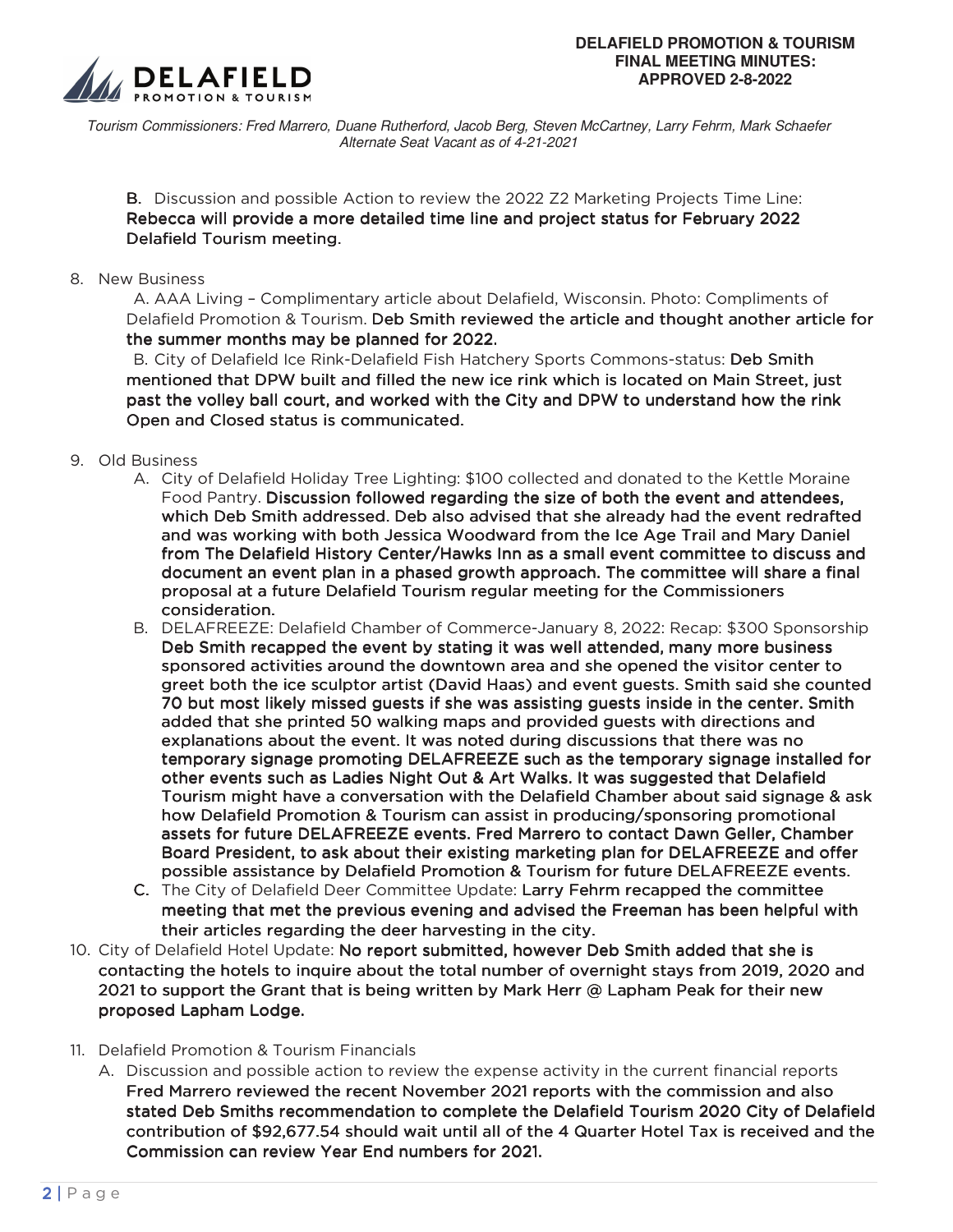Tourism Commissioners: Fred Marrero, Duane Rutherford, Jacob Berg, Steven McCartney, Larry Fehrm, Mark Schaefer
Alternate Seat Vacant as of 4-21-2021

**B.** Discussion and possible Action to review the 2022 Z2 Marketing Projects Time Line: **Rebecca will provide a more detailed time line and project status for February 2022 Delafield Tourism meeting.**

8. New Business
   A. AAA Living – Complimentary article about Delafield, Wisconsin. Photo: Compliments of Delafield Promotion & Tourism. **Deb Smith reviewed the article and thought another article for the summer months may be planned for 2022.**
   B. City of Delafield Ice Rink-Delafield Fish Hatchery Sports Commons-status: **Deb Smith mentioned that DPW built and filled the new ice rink which is located on Main Street, just past the volley ball court, and worked with the City and DPW to understand how the rink Open and Closed status is communicated.**

9. Old Business
   A. City of Delafield Holiday Tree Lighting: $100 collected and donated to the Kettle Moraine Food Pantry. **Discussion followed regarding the size of both the event and attendees, which Deb Smith addressed. Deb also advised that she already had the event redrafted and was working with both Jessica Woodward from the Ice Age Trail and Mary Daniel from The Delafield History Center/Hawks Inn as a small event committee to discuss and document an event plan in a phased growth approach. The committee will share a final proposal at a future Delafield Tourism regular meeting for the Commissioners consideration.**
   B. DELAFREEZE: Delafield Chamber of Commerce-January 8, 2022: Recap: $300 Sponsorship **Deb Smith recapped the event by stating it was well attended, many more business sponsored activities around the downtown area and she opened the visitor center to greet both the ice sculptor artist (David Haas) and event guests. Smith said she counted 70 but most likely missed guests if she was assisting guests inside in the center. Smith added that she printed 50 walking maps and provided guests with directions and explanations about the event. It was noted during discussions that there was no temporary signage promoting DELAFREEZE such as the temporary signage installed for other events such as Ladies Night Out & Art Walks. It was suggested that Delafield Tourism might have a conversation with the Delafield Chamber about said signage & ask how Delafield Promotion & Tourism can assist in producing/sponsoring promotional assets for future DELAFREEZE events. Fred Marrero to contact Dawn Geller, Chamber Board President, to ask about their existing marketing plan for DELAFREEZE and offer possible assistance by Delafield Promotion & Tourism for future DELAFREEZE events.**
   **C.** The City of Delafield Deer Committee Update: **Larry Fehrm recapped the committee meeting that met the previous evening and advised the Freeman has been helpful with their articles regarding the deer harvesting in the city.**

10. City of Delafield Hotel Update: **No report submitted, however Deb Smith added that she is contacting the hotels to inquire about the total number of overnight stays from 2019, 2020 and 2021 to support the Grant that is being written by Mark Herr @ Lapham Peak for their new proposed Lapham Lodge.**

11. Delafield Promotion & Tourism Financials
   A. Discussion and possible action to review the expense activity in the current financial reports **Fred Marrero reviewed the recent November 2021 reports with the commission and also stated Deb Smiths recommendation to complete the Delafield Tourism 2020 City of Delafield contribution of $92,677.54 should wait until all of the 4 Quarter Hotel Tax is received and the Commission can review Year End numbers for 2021.**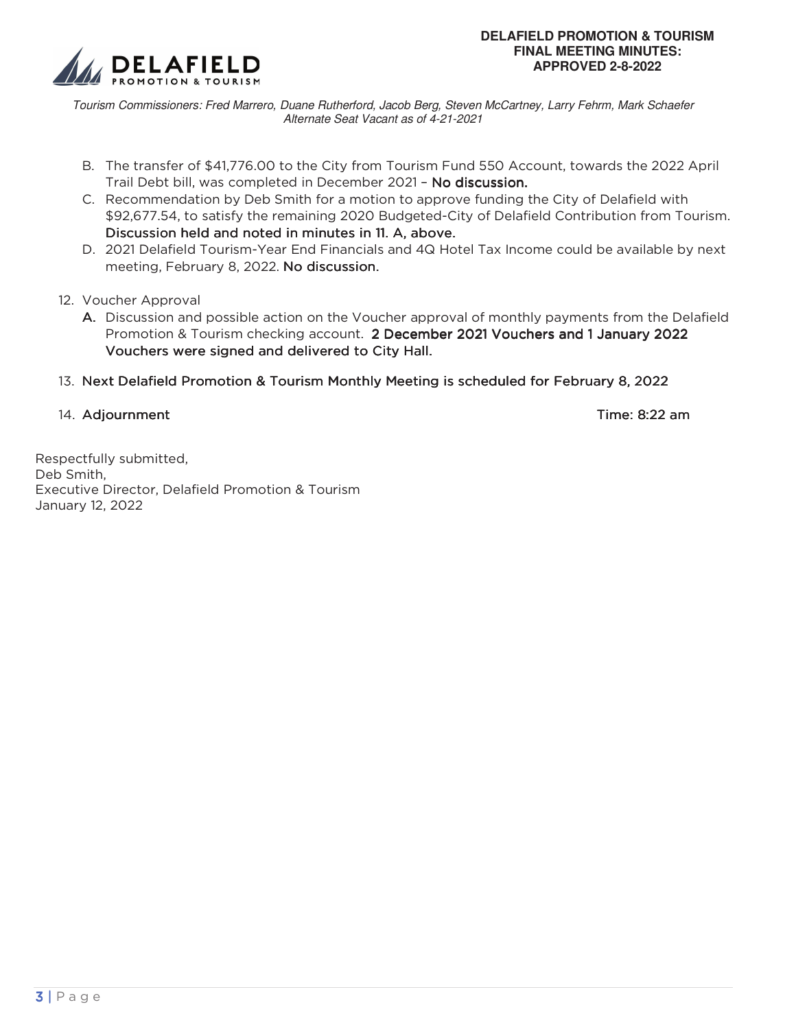Tourism Commissioners: Fred Marrero, Duane Rutherford, Jacob Berg, Steven McCartney, Larry Fehrm, Mark Schaefer
Alternate Seat Vacant as of 4-21-2021

B. The transfer of $41,776.00 to the City from Tourism Fund 550 Account, towards the 2022 April Trail Debt bill, was completed in December 2021 – **No discussion.**

C. Recommendation by Deb Smith for a motion to approve funding the City of Delafield with $92,677.54, to satisfy the remaining 2020 Budgeted-City of Delafield Contribution from Tourism. **Discussion held and noted in minutes in 11. A, above.**

D. 2021 Delafield Tourism-Year End Financials and 4Q Hotel Tax Income could be available by next meeting, February 8, 2022. **No discussion.**

12. Voucher Approval

    **A.** Discussion and possible action on the Voucher approval of monthly payments from the Delafield Promotion & Tourism checking account. **2 December 2021 Vouchers and 1 January 2022 Vouchers were signed and delivered to City Hall.**

13. **Next Delafield Promotion & Tourism Monthly Meeting is scheduled for February 8, 2022**

14. **Adjournment** Time: 8:22 am

Respectfully submitted,
Deb Smith,
Executive Director, Delafield Promotion & Tourism
January 12, 2022